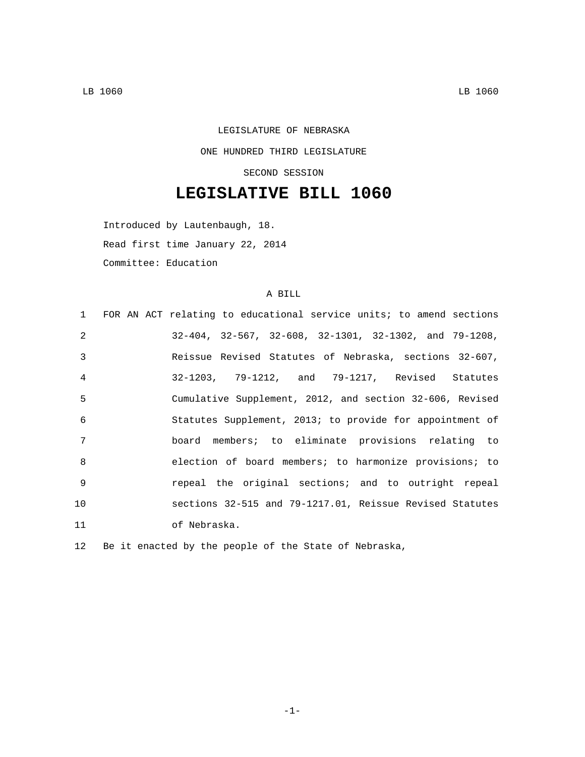LEGISLATURE OF NEBRASKA

ONE HUNDRED THIRD LEGISLATURE

SECOND SESSION

# LEGISLATIVE BILL 1060

Introduced by Lautenbaugh, 18.

Read first time January 22, 2014

Committee: Education

A BILL

1 FOR AN ACT relating to educational service units; to amend sections
2 32-404, 32-567, 32-608, 32-1301, 32-1302, and 79-1208,
3 Reissue Revised Statutes of Nebraska, sections 32-607,
4 32-1203, 79-1212, and 79-1217, Revised Statutes
5 Cumulative Supplement, 2012, and section 32-606, Revised
6 Statutes Supplement, 2013; to provide for appointment of
7 board members; to eliminate provisions relating to
8 election of board members; to harmonize provisions; to
9 repeal the original sections; and to outright repeal
10 sections 32-515 and 79-1217.01, Reissue Revised Statutes
11 of Nebraska.

12 Be it enacted by the people of the State of Nebraska,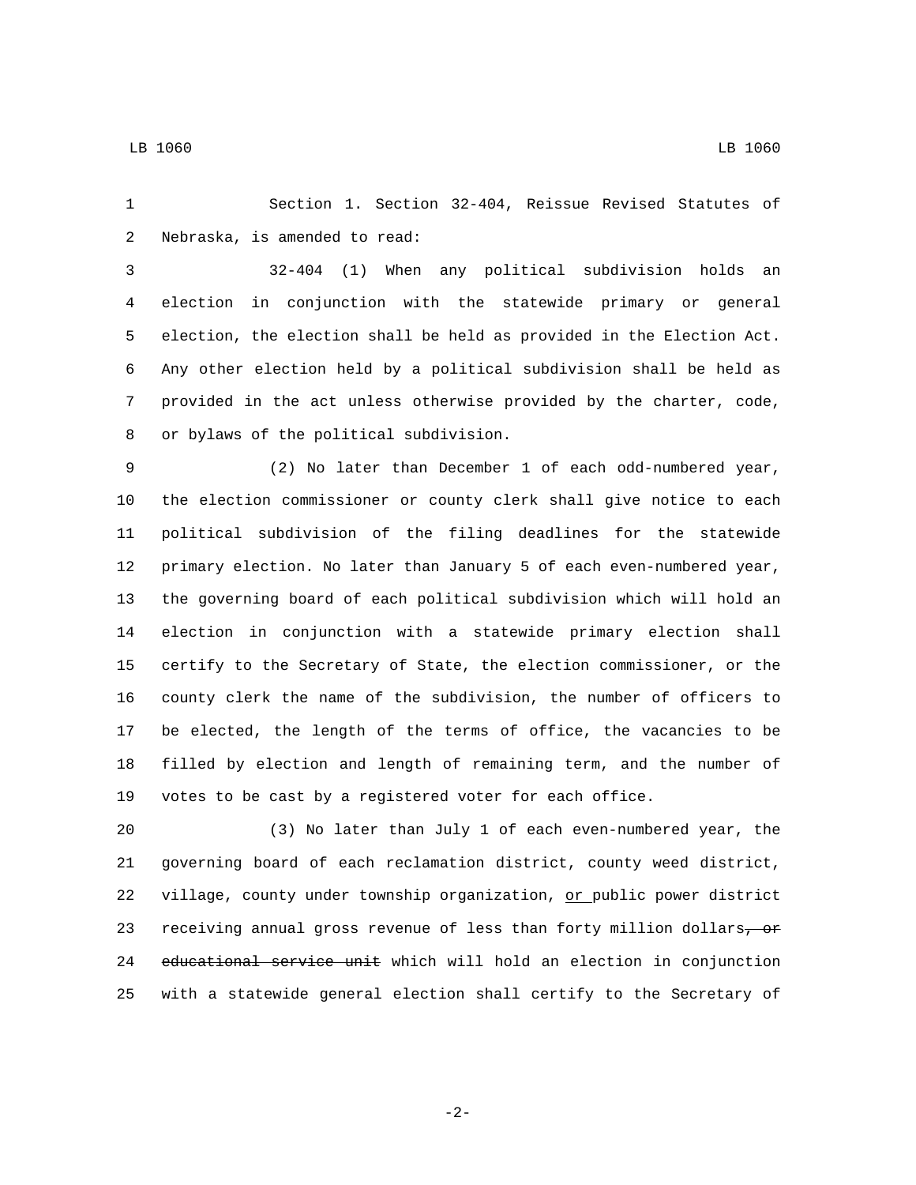Section 1. Section 32-404, Reissue Revised Statutes of Nebraska, is amended to read:

32-404 (1) When any political subdivision holds an election in conjunction with the statewide primary or general election, the election shall be held as provided in the Election Act. Any other election held by a political subdivision shall be held as provided in the act unless otherwise provided by the charter, code, or bylaws of the political subdivision.

(2) No later than December 1 of each odd-numbered year, the election commissioner or county clerk shall give notice to each political subdivision of the filing deadlines for the statewide primary election. No later than January 5 of each even-numbered year, the governing board of each political subdivision which will hold an election in conjunction with a statewide primary election shall certify to the Secretary of State, the election commissioner, or the county clerk the name of the subdivision, the number of officers to be elected, the length of the terms of office, the vacancies to be filled by election and length of remaining term, and the number of votes to be cast by a registered voter for each office.

(3) No later than July 1 of each even-numbered year, the governing board of each reclamation district, county weed district, village, county under township organization, <u>or</u> public power district receiving annual gross revenue of less than forty million dollars~~, or educational service unit~~ which will hold an election in conjunction with a statewide general election shall certify to the Secretary of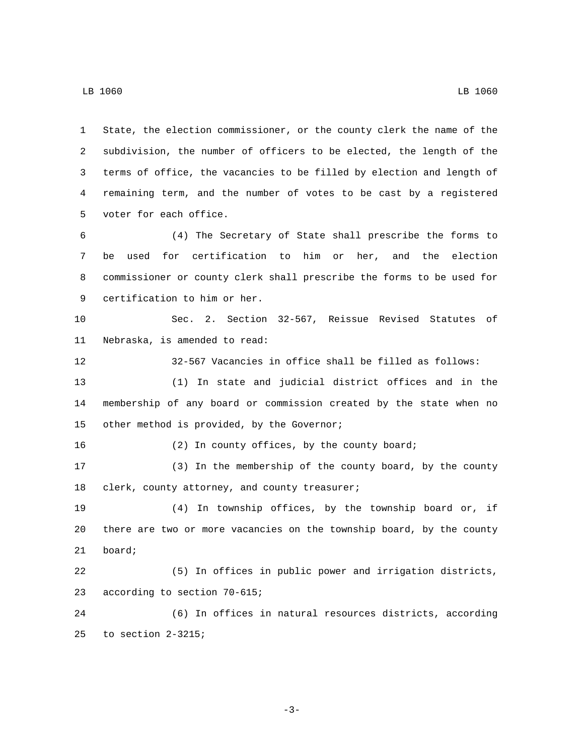State, the election commissioner, or the county clerk the name of the subdivision, the number of officers to be elected, the length of the terms of office, the vacancies to be filled by election and length of remaining term, and the number of votes to be cast by a registered voter for each office.

(4) The Secretary of State shall prescribe the forms to be used for certification to him or her, and the election commissioner or county clerk shall prescribe the forms to be used for certification to him or her.

Sec. 2. Section 32-567, Reissue Revised Statutes of Nebraska, is amended to read:

32-567 Vacancies in office shall be filled as follows:

(1) In state and judicial district offices and in the membership of any board or commission created by the state when no other method is provided, by the Governor;

(2) In county offices, by the county board;

(3) In the membership of the county board, by the county clerk, county attorney, and county treasurer;

(4) In township offices, by the township board or, if there are two or more vacancies on the township board, by the county board;

(5) In offices in public power and irrigation districts, according to section 70-615;

(6) In offices in natural resources districts, according to section 2-3215;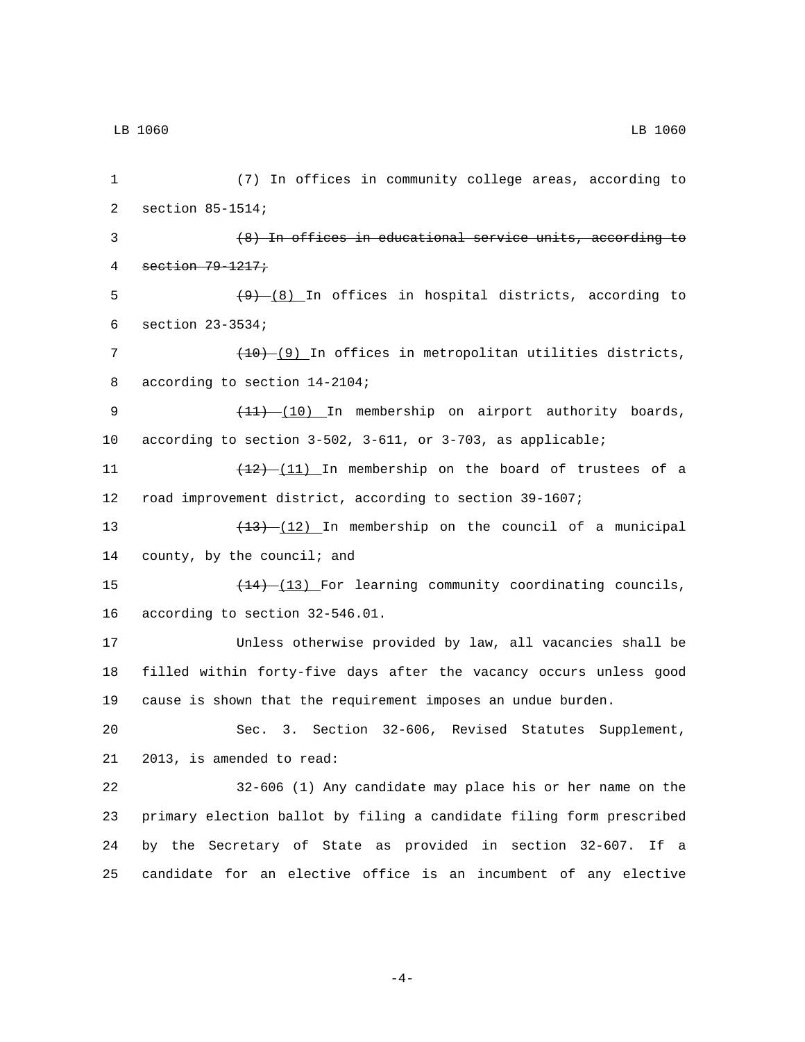(7) In offices in community college areas, according to section 85-1514;

~~(8) In offices in educational service units, according to section 79-1217;~~

~~(9)~~ (8) In offices in hospital districts, according to section 23-3534;

~~(10)~~ (9) In offices in metropolitan utilities districts, according to section 14-2104;

~~(11)~~ (10) In membership on airport authority boards, according to section 3-502, 3-611, or 3-703, as applicable;

~~(12)~~ (11) In membership on the board of trustees of a road improvement district, according to section 39-1607;

~~(13)~~ (12) In membership on the council of a municipal county, by the council; and

~~(14)~~ (13) For learning community coordinating councils, according to section 32-546.01.

Unless otherwise provided by law, all vacancies shall be filled within forty-five days after the vacancy occurs unless good cause is shown that the requirement imposes an undue burden.

Sec. 3. Section 32-606, Revised Statutes Supplement, 2013, is amended to read:

32-606 (1) Any candidate may place his or her name on the primary election ballot by filing a candidate filing form prescribed by the Secretary of State as provided in section 32-607. If a candidate for an elective office is an incumbent of any elective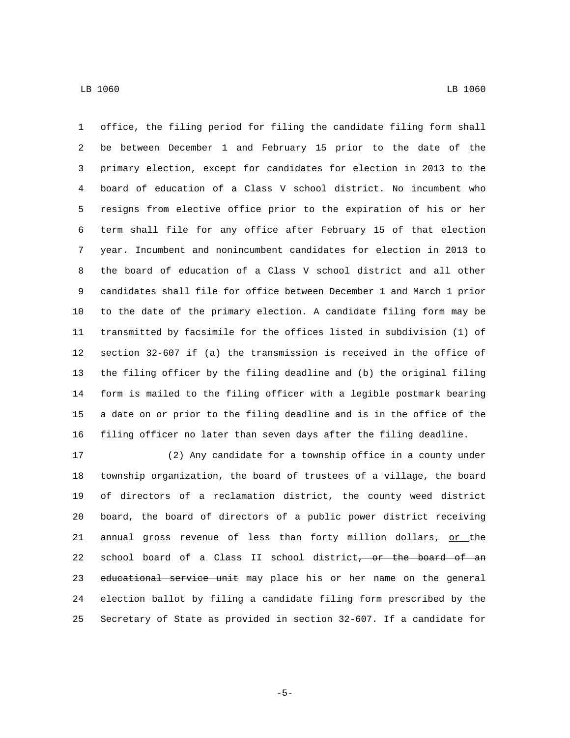office, the filing period for filing the candidate filing form shall be between December 1 and February 15 prior to the date of the primary election, except for candidates for election in 2013 to the board of education of a Class V school district. No incumbent who resigns from elective office prior to the expiration of his or her term shall file for any office after February 15 of that election year. Incumbent and nonincumbent candidates for election in 2013 to the board of education of a Class V school district and all other candidates shall file for office between December 1 and March 1 prior to the date of the primary election. A candidate filing form may be transmitted by facsimile for the offices listed in subdivision (1) of section 32-607 if (a) the transmission is received in the office of the filing officer by the filing deadline and (b) the original filing form is mailed to the filing officer with a legible postmark bearing a date on or prior to the filing deadline and is in the office of the filing officer no later than seven days after the filing deadline.

(2) Any candidate for a township office in a county under township organization, the board of trustees of a village, the board of directors of a reclamation district, the county weed district board, the board of directors of a public power district receiving annual gross revenue of less than forty million dollars, <u>or </u>the school board of a Class II school district~~, or the board of an educational service unit~~ may place his or her name on the general election ballot by filing a candidate filing form prescribed by the Secretary of State as provided in section 32-607. If a candidate for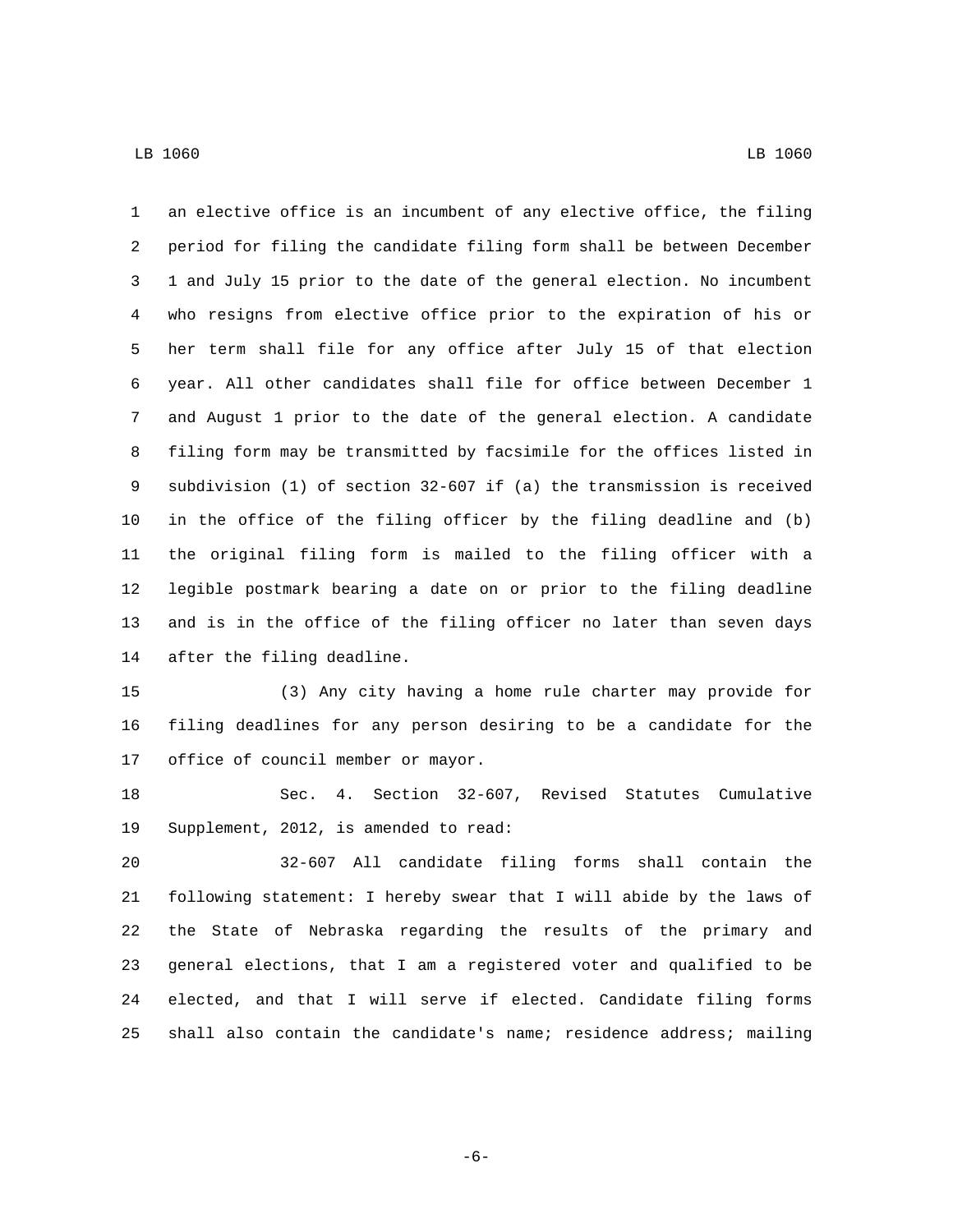an elective office is an incumbent of any elective office, the filing period for filing the candidate filing form shall be between December 1 and July 15 prior to the date of the general election. No incumbent who resigns from elective office prior to the expiration of his or her term shall file for any office after July 15 of that election year. All other candidates shall file for office between December 1 and August 1 prior to the date of the general election. A candidate filing form may be transmitted by facsimile for the offices listed in subdivision (1) of section 32-607 if (a) the transmission is received in the office of the filing officer by the filing deadline and (b) the original filing form is mailed to the filing officer with a legible postmark bearing a date on or prior to the filing deadline and is in the office of the filing officer no later than seven days after the filing deadline.

(3) Any city having a home rule charter may provide for filing deadlines for any person desiring to be a candidate for the office of council member or mayor.

Sec. 4. Section 32-607, Revised Statutes Cumulative Supplement, 2012, is amended to read:

32-607 All candidate filing forms shall contain the following statement: I hereby swear that I will abide by the laws of the State of Nebraska regarding the results of the primary and general elections, that I am a registered voter and qualified to be elected, and that I will serve if elected. Candidate filing forms shall also contain the candidate's name; residence address; mailing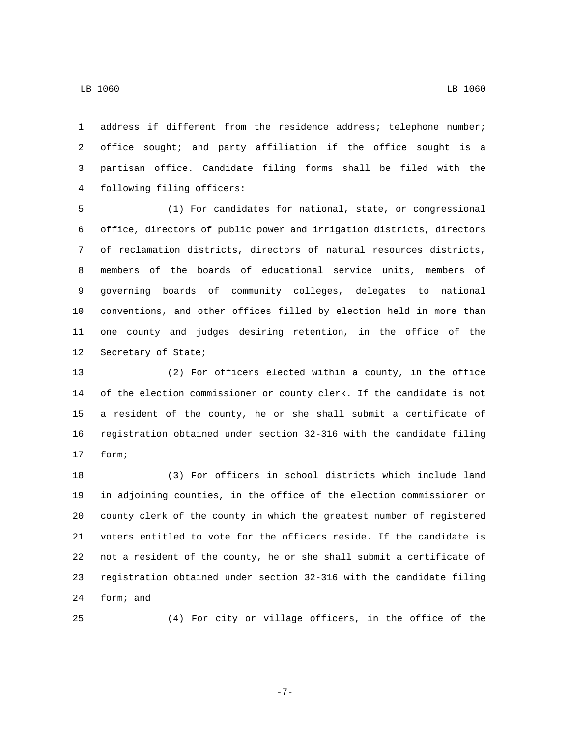address if different from the residence address; telephone number; office sought; and party affiliation if the office sought is a partisan office. Candidate filing forms shall be filed with the following filing officers:

(1) For candidates for national, state, or congressional office, directors of public power and irrigation districts, directors of reclamation districts, directors of natural resources districts, ~~members of the boards of educational service units,~~ members of governing boards of community colleges, delegates to national conventions, and other offices filled by election held in more than one county and judges desiring retention, in the office of the Secretary of State;

(2) For officers elected within a county, in the office of the election commissioner or county clerk. If the candidate is not a resident of the county, he or she shall submit a certificate of registration obtained under section 32-316 with the candidate filing form;

(3) For officers in school districts which include land in adjoining counties, in the office of the election commissioner or county clerk of the county in which the greatest number of registered voters entitled to vote for the officers reside. If the candidate is not a resident of the county, he or she shall submit a certificate of registration obtained under section 32-316 with the candidate filing form; and

(4) For city or village officers, in the office of the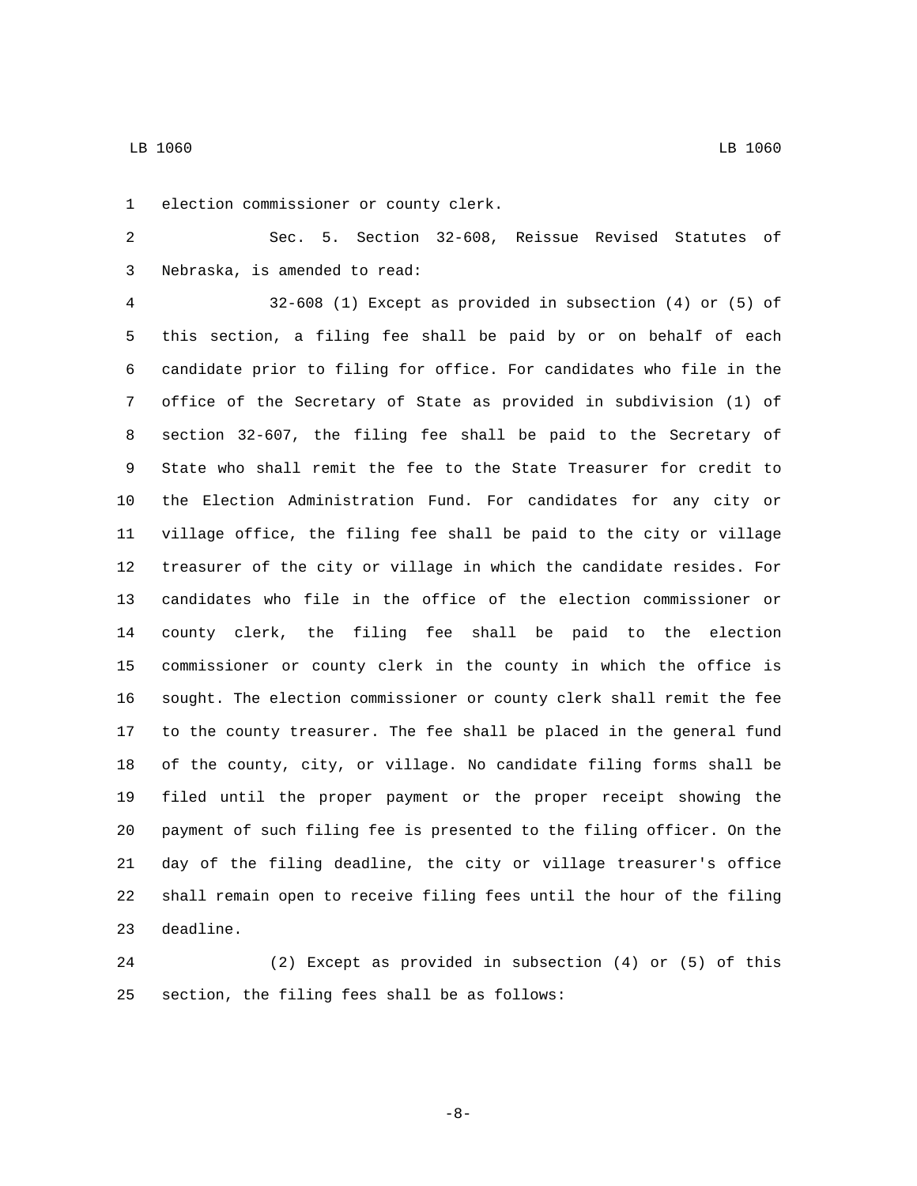election commissioner or county clerk.

Sec. 5. Section 32-608, Reissue Revised Statutes of Nebraska, is amended to read:

32-608 (1) Except as provided in subsection (4) or (5) of this section, a filing fee shall be paid by or on behalf of each candidate prior to filing for office. For candidates who file in the office of the Secretary of State as provided in subdivision (1) of section 32-607, the filing fee shall be paid to the Secretary of State who shall remit the fee to the State Treasurer for credit to the Election Administration Fund. For candidates for any city or village office, the filing fee shall be paid to the city or village treasurer of the city or village in which the candidate resides. For candidates who file in the office of the election commissioner or county clerk, the filing fee shall be paid to the election commissioner or county clerk in the county in which the office is sought. The election commissioner or county clerk shall remit the fee to the county treasurer. The fee shall be placed in the general fund of the county, city, or village. No candidate filing forms shall be filed until the proper payment or the proper receipt showing the payment of such filing fee is presented to the filing officer. On the day of the filing deadline, the city or village treasurer's office shall remain open to receive filing fees until the hour of the filing deadline.

(2) Except as provided in subsection (4) or (5) of this section, the filing fees shall be as follows: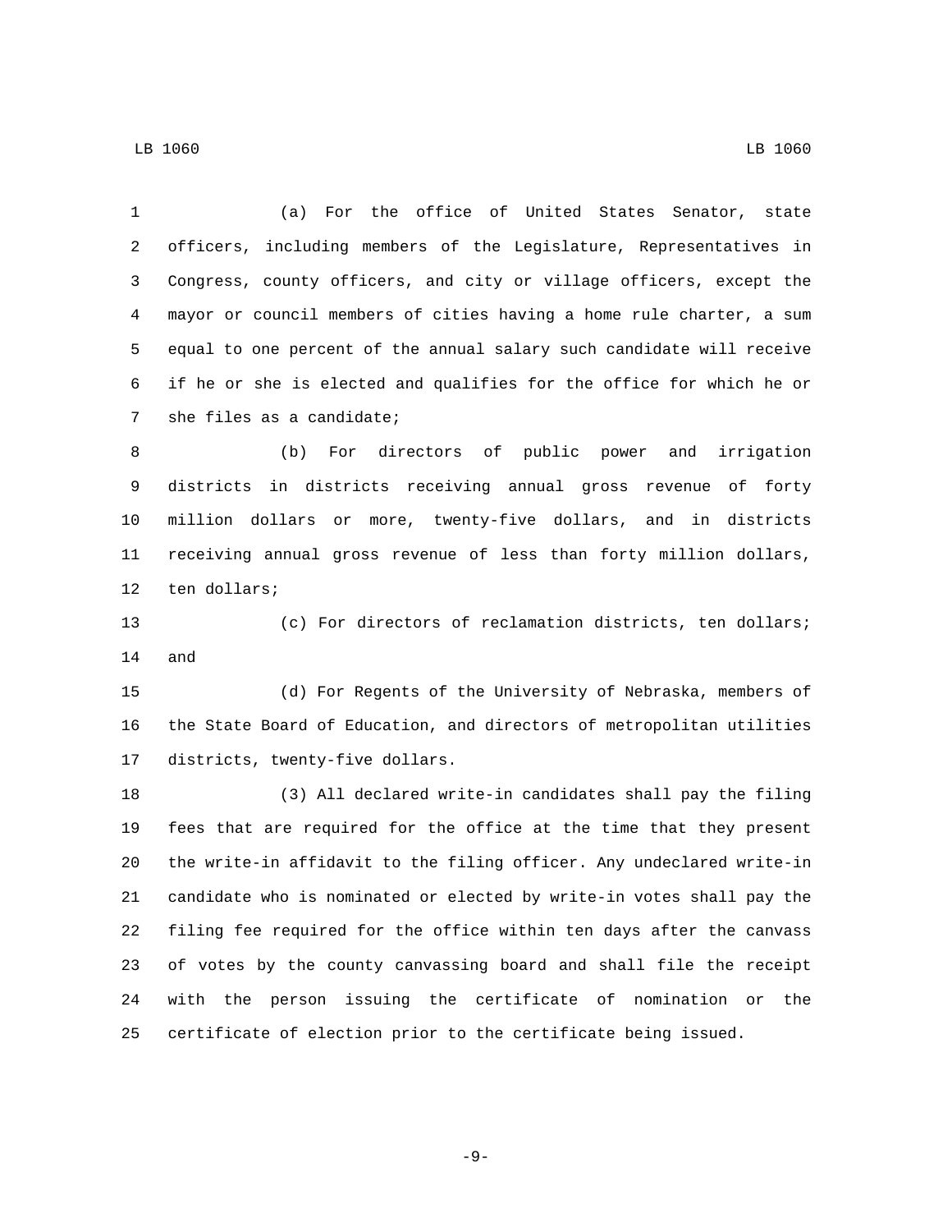(a) For the office of United States Senator, state officers, including members of the Legislature, Representatives in Congress, county officers, and city or village officers, except the mayor or council members of cities having a home rule charter, a sum equal to one percent of the annual salary such candidate will receive if he or she is elected and qualifies for the office for which he or she files as a candidate;

(b) For directors of public power and irrigation districts in districts receiving annual gross revenue of forty million dollars or more, twenty-five dollars, and in districts receiving annual gross revenue of less than forty million dollars, ten dollars;

(c) For directors of reclamation districts, ten dollars; and

(d) For Regents of the University of Nebraska, members of the State Board of Education, and directors of metropolitan utilities districts, twenty-five dollars.

(3) All declared write-in candidates shall pay the filing fees that are required for the office at the time that they present the write-in affidavit to the filing officer. Any undeclared write-in candidate who is nominated or elected by write-in votes shall pay the filing fee required for the office within ten days after the canvass of votes by the county canvassing board and shall file the receipt with the person issuing the certificate of nomination or the certificate of election prior to the certificate being issued.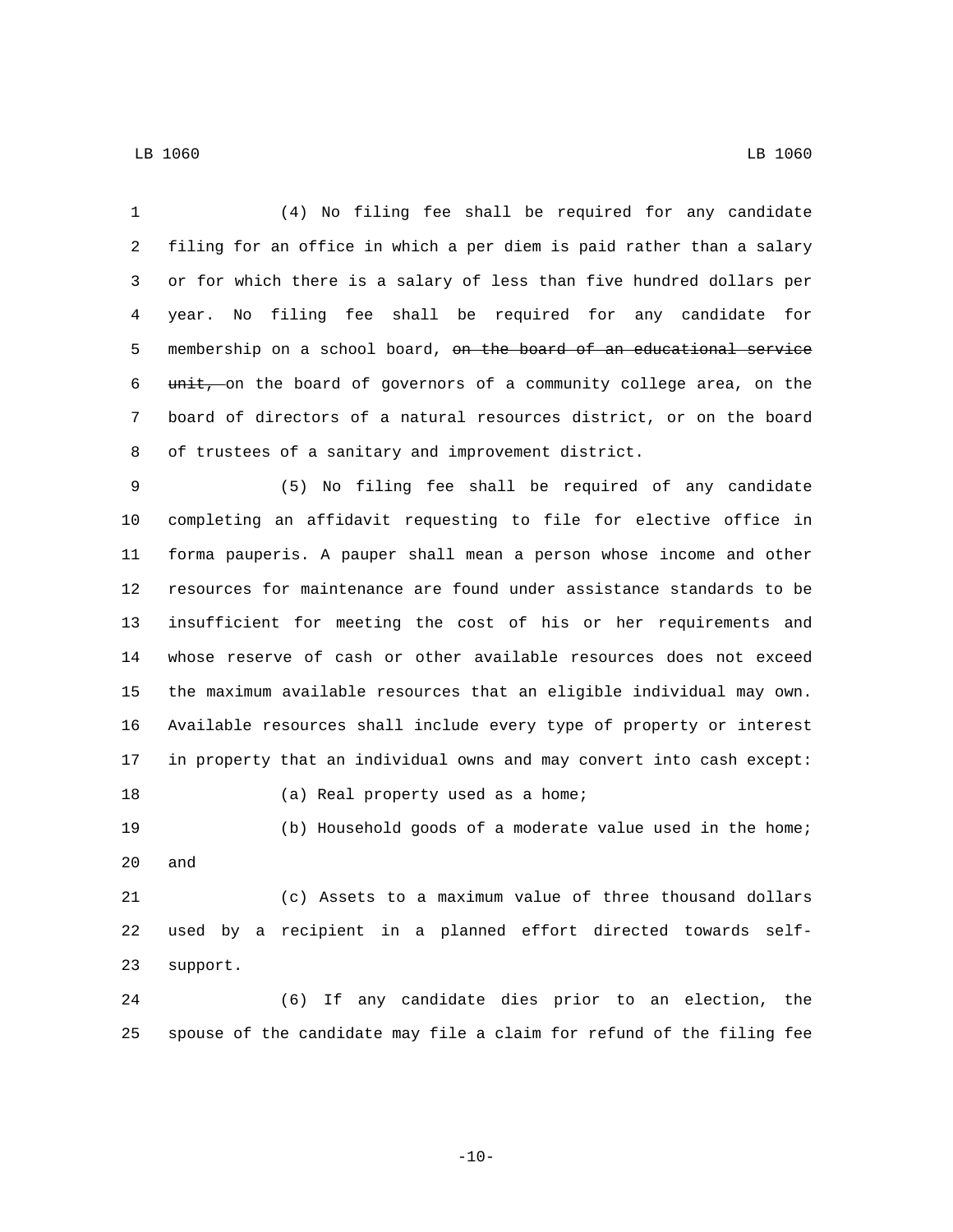(4) No filing fee shall be required for any candidate filing for an office in which a per diem is paid rather than a salary or for which there is a salary of less than five hundred dollars per year. No filing fee shall be required for any candidate for membership on a school board, ~~on the board of an educational service unit,~~ on the board of governors of a community college area, on the board of directors of a natural resources district, or on the board of trustees of a sanitary and improvement district.

(5) No filing fee shall be required of any candidate completing an affidavit requesting to file for elective office in forma pauperis. A pauper shall mean a person whose income and other resources for maintenance are found under assistance standards to be insufficient for meeting the cost of his or her requirements and whose reserve of cash or other available resources does not exceed the maximum available resources that an eligible individual may own. Available resources shall include every type of property or interest in property that an individual owns and may convert into cash except:

(a) Real property used as a home;

(b) Household goods of a moderate value used in the home; and

(c) Assets to a maximum value of three thousand dollars used by a recipient in a planned effort directed towards self-support.

(6) If any candidate dies prior to an election, the spouse of the candidate may file a claim for refund of the filing fee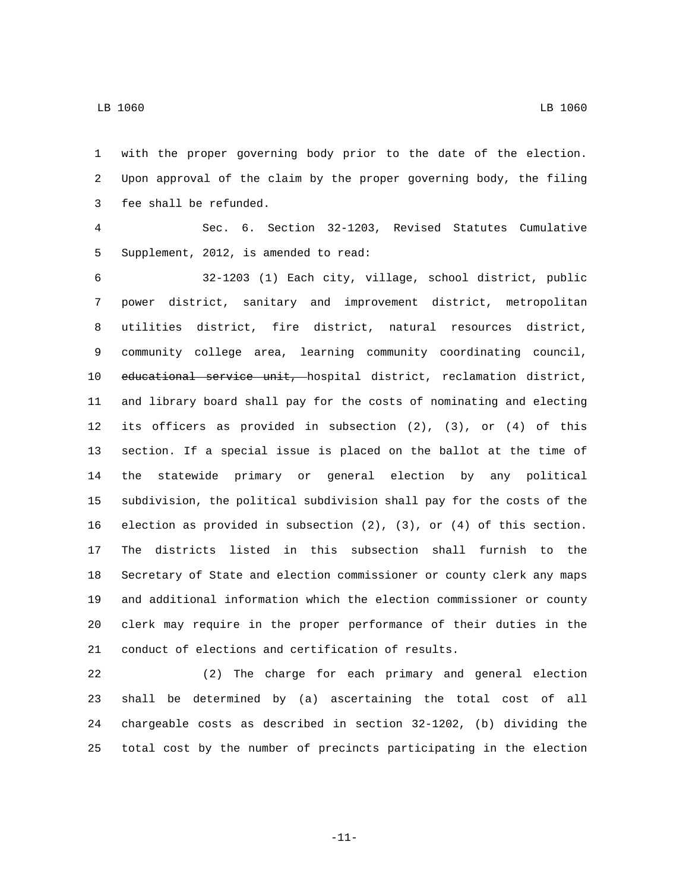with the proper governing body prior to the date of the election. Upon approval of the claim by the proper governing body, the filing fee shall be refunded.

Sec. 6. Section 32-1203, Revised Statutes Cumulative Supplement, 2012, is amended to read:

32-1203 (1) Each city, village, school district, public power district, sanitary and improvement district, metropolitan utilities district, fire district, natural resources district, community college area, learning community coordinating council, ~~educational service unit,~~ hospital district, reclamation district, and library board shall pay for the costs of nominating and electing its officers as provided in subsection (2), (3), or (4) of this section. If a special issue is placed on the ballot at the time of the statewide primary or general election by any political subdivision, the political subdivision shall pay for the costs of the election as provided in subsection (2), (3), or (4) of this section. The districts listed in this subsection shall furnish to the Secretary of State and election commissioner or county clerk any maps and additional information which the election commissioner or county clerk may require in the proper performance of their duties in the conduct of elections and certification of results.

(2) The charge for each primary and general election shall be determined by (a) ascertaining the total cost of all chargeable costs as described in section 32-1202, (b) dividing the total cost by the number of precincts participating in the election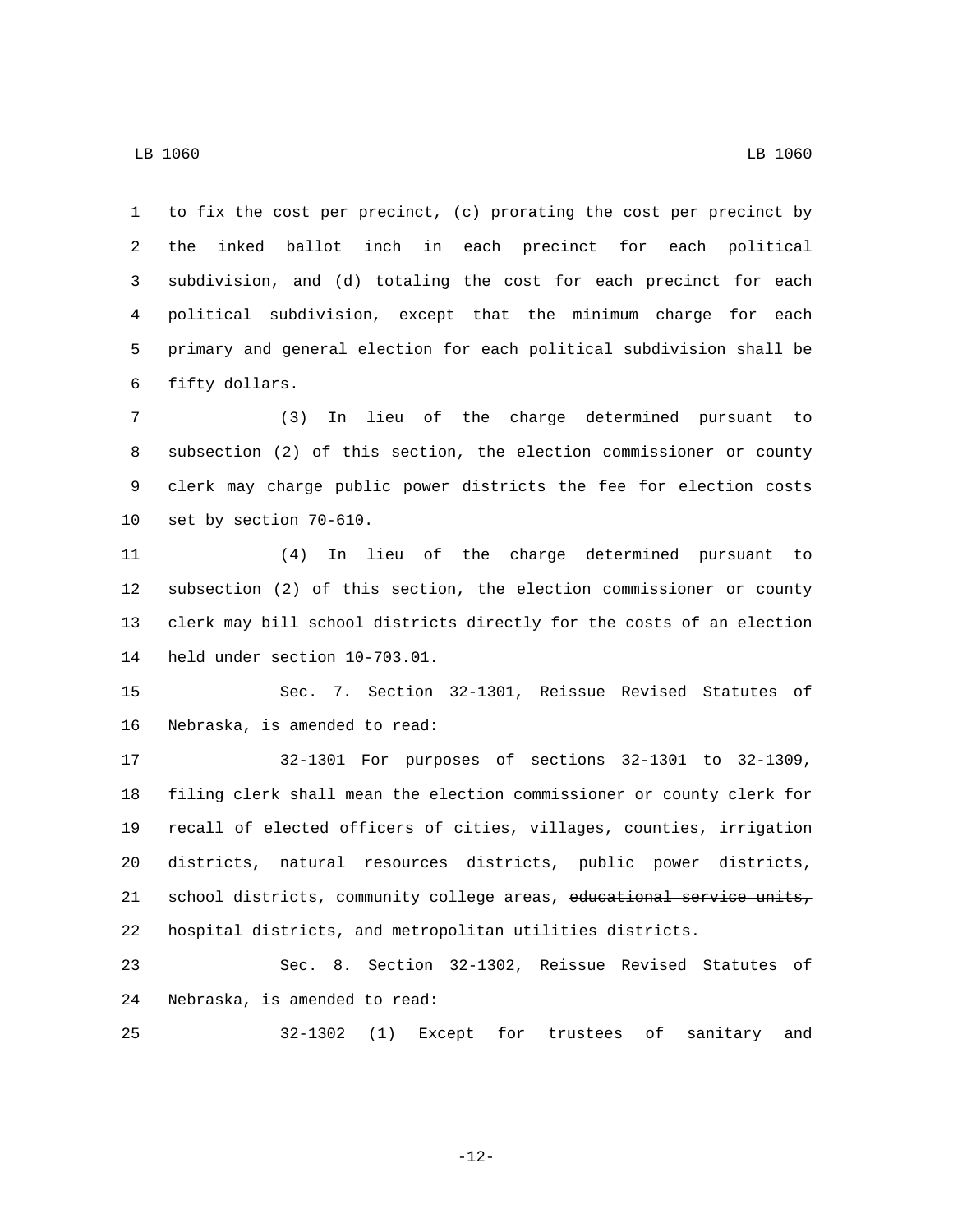to fix the cost per precinct, (c) prorating the cost per precinct by the inked ballot inch in each precinct for each political subdivision, and (d) totaling the cost for each precinct for each political subdivision, except that the minimum charge for each primary and general election for each political subdivision shall be fifty dollars.

(3) In lieu of the charge determined pursuant to subsection (2) of this section, the election commissioner or county clerk may charge public power districts the fee for election costs set by section 70-610.

(4) In lieu of the charge determined pursuant to subsection (2) of this section, the election commissioner or county clerk may bill school districts directly for the costs of an election held under section 10-703.01.

Sec. 7. Section 32-1301, Reissue Revised Statutes of Nebraska, is amended to read:

32-1301 For purposes of sections 32-1301 to 32-1309, filing clerk shall mean the election commissioner or county clerk for recall of elected officers of cities, villages, counties, irrigation districts, natural resources districts, public power districts, school districts, community college areas, ~~educational service units,~~ hospital districts, and metropolitan utilities districts.

Sec. 8. Section 32-1302, Reissue Revised Statutes of Nebraska, is amended to read:

32-1302 (1) Except for trustees of sanitary and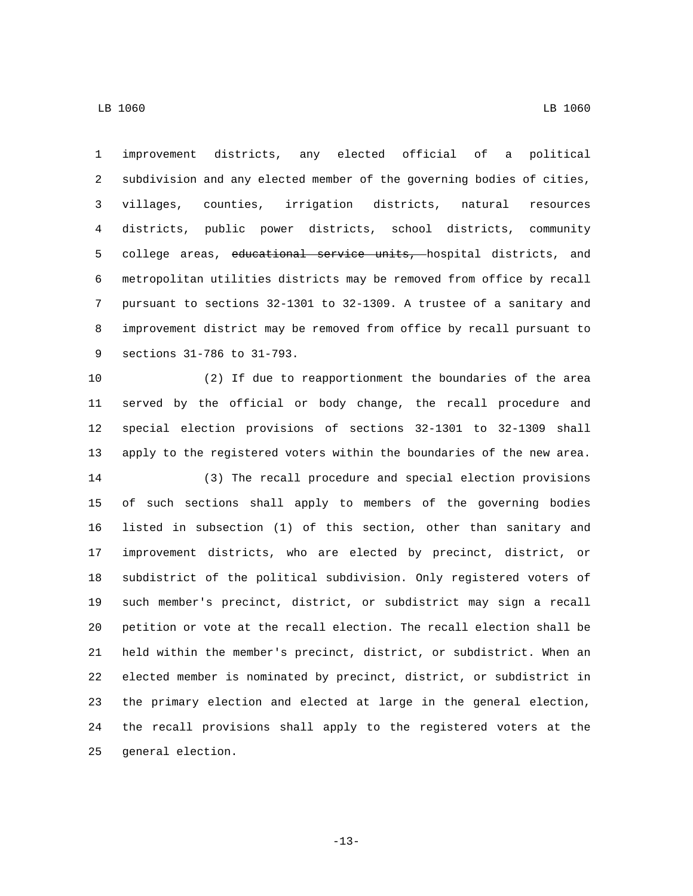improvement districts, any elected official of a political subdivision and any elected member of the governing bodies of cities, villages, counties, irrigation districts, natural resources districts, public power districts, school districts, community college areas, ~~educational service units,~~ hospital districts, and metropolitan utilities districts may be removed from office by recall pursuant to sections 32-1301 to 32-1309. A trustee of a sanitary and improvement district may be removed from office by recall pursuant to sections 31-786 to 31-793.

(2) If due to reapportionment the boundaries of the area served by the official or body change, the recall procedure and special election provisions of sections 32-1301 to 32-1309 shall apply to the registered voters within the boundaries of the new area.

(3) The recall procedure and special election provisions of such sections shall apply to members of the governing bodies listed in subsection (1) of this section, other than sanitary and improvement districts, who are elected by precinct, district, or subdistrict of the political subdivision. Only registered voters of such member's precinct, district, or subdistrict may sign a recall petition or vote at the recall election. The recall election shall be held within the member's precinct, district, or subdistrict. When an elected member is nominated by precinct, district, or subdistrict in the primary election and elected at large in the general election, the recall provisions shall apply to the registered voters at the general election.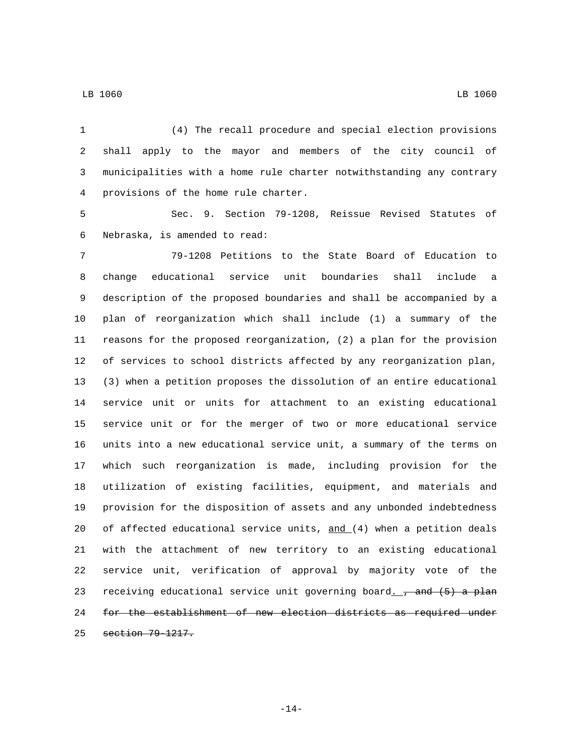(4) The recall procedure and special election provisions shall apply to the mayor and members of the city council of municipalities with a home rule charter notwithstanding any contrary provisions of the home rule charter.

Sec. 9. Section 79-1208, Reissue Revised Statutes of Nebraska, is amended to read:

79-1208 Petitions to the State Board of Education to change educational service unit boundaries shall include a description of the proposed boundaries and shall be accompanied by a plan of reorganization which shall include (1) a summary of the reasons for the proposed reorganization, (2) a plan for the provision of services to school districts affected by any reorganization plan, (3) when a petition proposes the dissolution of an entire educational service unit or units for attachment to an existing educational service unit or for the merger of two or more educational service units into a new educational service unit, a summary of the terms on which such reorganization is made, including provision for the utilization of existing facilities, equipment, and materials and provision for the disposition of assets and any unbonded indebtedness of affected educational service units, <u>and</u> (4) when a petition deals with the attachment of new territory to an existing educational service unit, verification of approval by majority vote of the receiving educational service unit governing board<u>.</u> ~~, and (5) a plan for the establishment of new election districts as required under section 79-1217.~~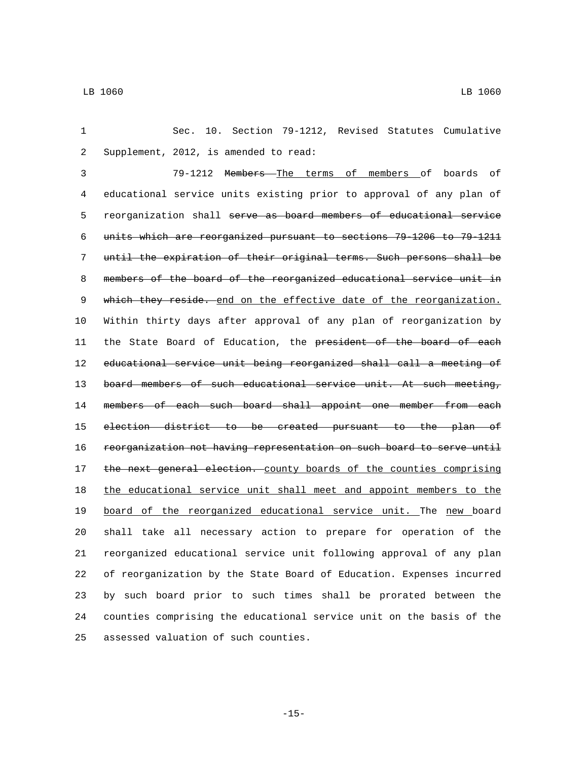Sec. 10. Section 79-1212, Revised Statutes Cumulative Supplement, 2012, is amended to read:

79-1212 ~~Members~~ <u>The terms of members</u> of boards of educational service units existing prior to approval of any plan of reorganization shall ~~serve as board members of educational service units which are reorganized pursuant to sections 79-1206 to 79-1211 until the expiration of their original terms. Such persons shall be members of the board of the reorganized educational service unit in which they reside.~~ <u>end on the effective date of the reorganization.</u> Within thirty days after approval of any plan of reorganization by the State Board of Education, the ~~president of the board of each educational service unit being reorganized shall call a meeting of board members of such educational service unit. At such meeting, members of each such board shall appoint one member from each election district to be created pursuant to the plan of reorganization not having representation on such board to serve until the next general election.~~ <u>county boards of the counties comprising the educational service unit shall meet and appoint members to the board of the reorganized educational service unit.</u> The <u>new</u> board shall take all necessary action to prepare for operation of the reorganized educational service unit following approval of any plan of reorganization by the State Board of Education. Expenses incurred by such board prior to such times shall be prorated between the counties comprising the educational service unit on the basis of the assessed valuation of such counties.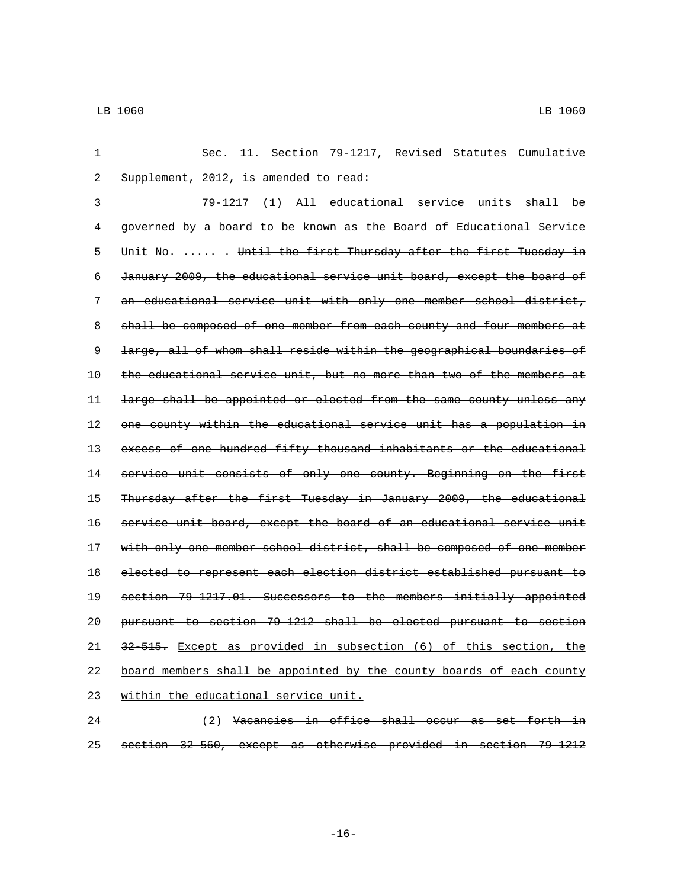Sec. 11. Section 79-1217, Revised Statutes Cumulative Supplement, 2012, is amended to read:

79-1217 (1) All educational service units shall be governed by a board to be known as the Board of Educational Service Unit No. ..... . ~~Until the first Thursday after the first Tuesday in January 2009, the educational service unit board, except the board of an educational service unit with only one member school district, shall be composed of one member from each county and four members at large, all of whom shall reside within the geographical boundaries of the educational service unit, but no more than two of the members at large shall be appointed or elected from the same county unless any one county within the educational service unit has a population in excess of one hundred fifty thousand inhabitants or the educational service unit consists of only one county. Beginning on the first Thursday after the first Tuesday in January 2009, the educational service unit board, except the board of an educational service unit with only one member school district, shall be composed of one member elected to represent each election district established pursuant to section 79-1217.01. Successors to the members initially appointed pursuant to section 79-1212 shall be elected pursuant to section 32-515.~~ Except as provided in subsection (6) of this section, the board members shall be appointed by the county boards of each county within the educational service unit.

(2) ~~Vacancies in office shall occur as set forth in section 32-560, except as otherwise provided in section 79-1212~~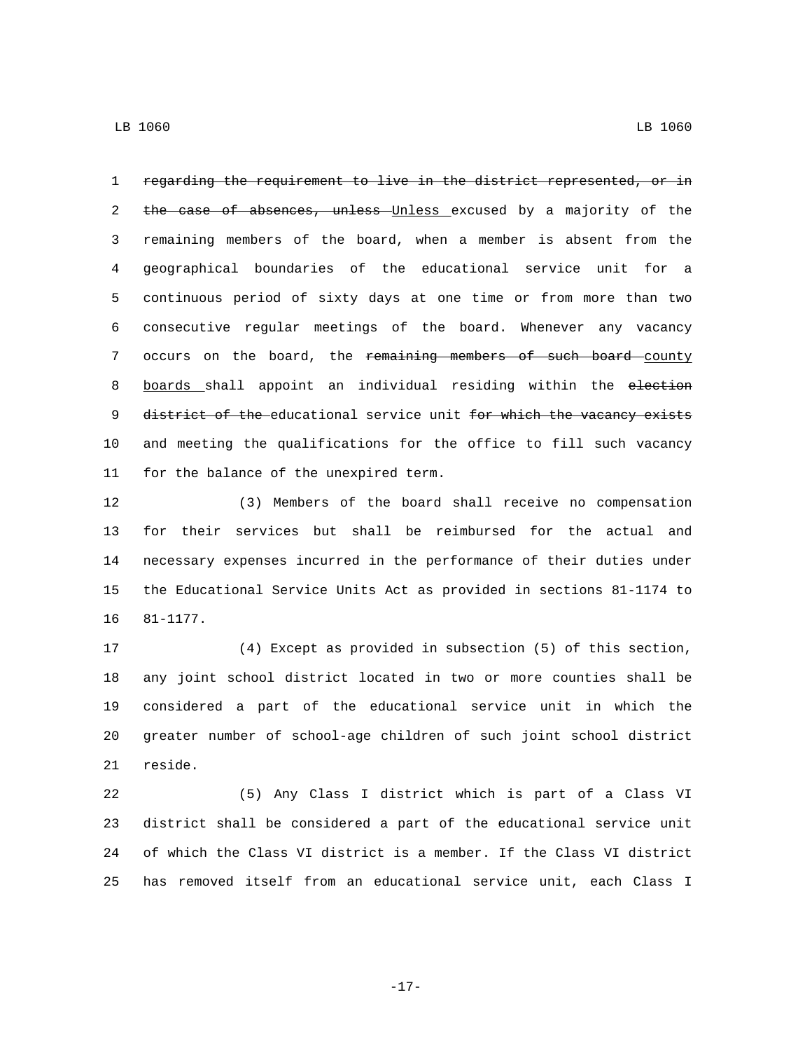~~regarding the requirement to live in the district represented, or in the case of absences, unless~~ Unless excused by a majority of the remaining members of the board, when a member is absent from the geographical boundaries of the educational service unit for a continuous period of sixty days at one time or from more than two consecutive regular meetings of the board. Whenever any vacancy occurs on the board, the ~~remaining members of such board~~ county boards shall appoint an individual residing within the ~~election district of the~~ educational service unit ~~for which the vacancy exists~~ and meeting the qualifications for the office to fill such vacancy for the balance of the unexpired term.

(3) Members of the board shall receive no compensation for their services but shall be reimbursed for the actual and necessary expenses incurred in the performance of their duties under the Educational Service Units Act as provided in sections 81-1174 to 81-1177.

(4) Except as provided in subsection (5) of this section, any joint school district located in two or more counties shall be considered a part of the educational service unit in which the greater number of school-age children of such joint school district reside.

(5) Any Class I district which is part of a Class VI district shall be considered a part of the educational service unit of which the Class VI district is a member. If the Class VI district has removed itself from an educational service unit, each Class I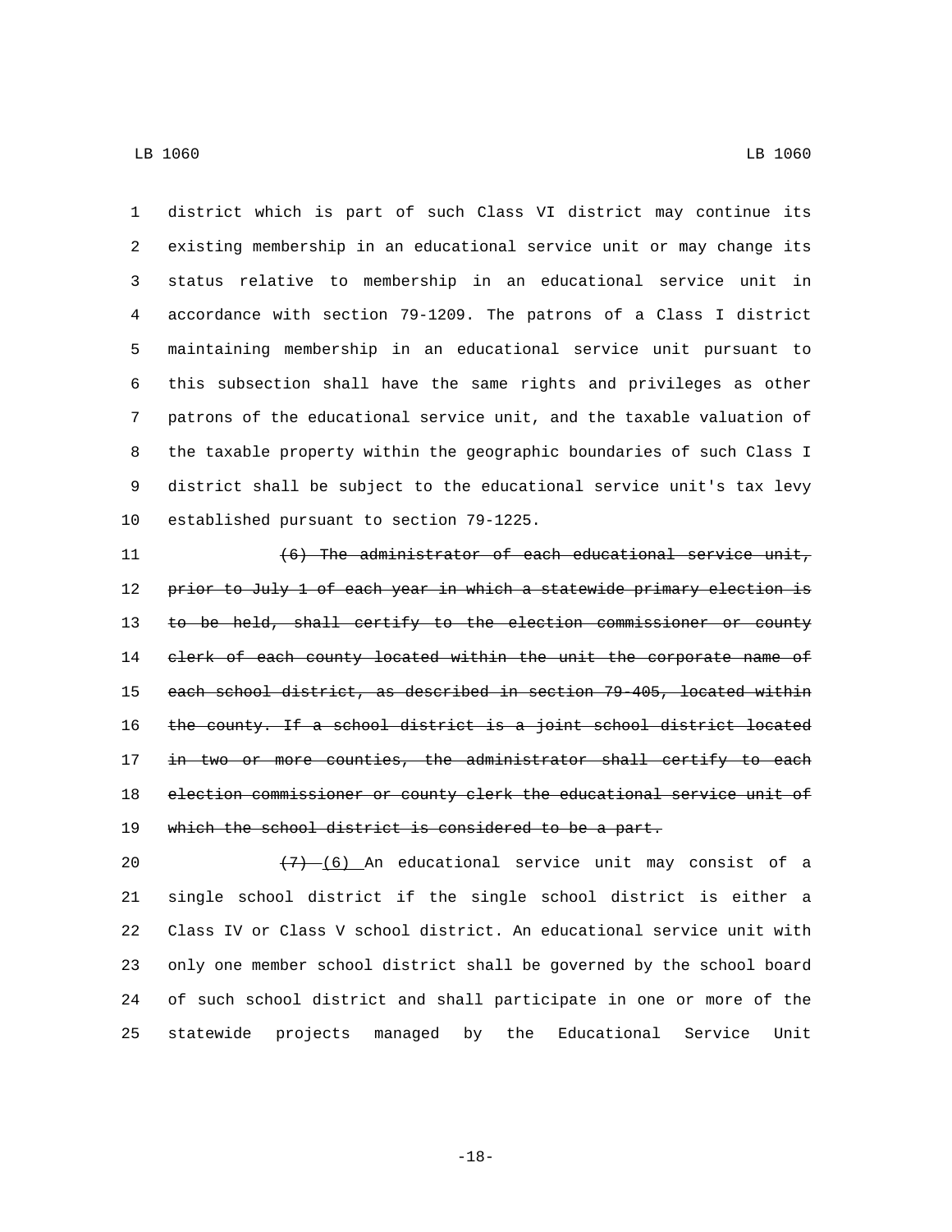district which is part of such Class VI district may continue its existing membership in an educational service unit or may change its status relative to membership in an educational service unit in accordance with section 79-1209. The patrons of a Class I district maintaining membership in an educational service unit pursuant to this subsection shall have the same rights and privileges as other patrons of the educational service unit, and the taxable valuation of the taxable property within the geographic boundaries of such Class I district shall be subject to the educational service unit's tax levy established pursuant to section 79-1225.

~~(6) The administrator of each educational service unit, prior to July 1 of each year in which a statewide primary election is to be held, shall certify to the election commissioner or county clerk of each county located within the unit the corporate name of each school district, as described in section 79-405, located within the county. If a school district is a joint school district located in two or more counties, the administrator shall certify to each election commissioner or county clerk the educational service unit of which the school district is considered to be a part.~~

~~(7)~~ (6) An educational service unit may consist of a single school district if the single school district is either a Class IV or Class V school district. An educational service unit with only one member school district shall be governed by the school board of such school district and shall participate in one or more of the statewide projects managed by the Educational Service Unit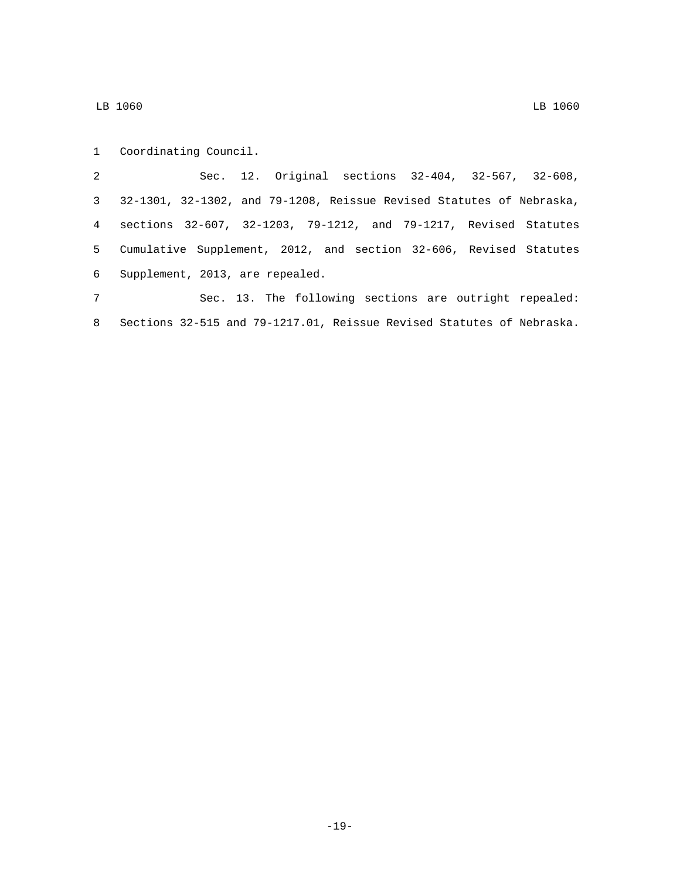Coordinating Council.

Sec. 12. Original sections 32-404, 32-567, 32-608, 32-1301, 32-1302, and 79-1208, Reissue Revised Statutes of Nebraska, sections 32-607, 32-1203, 79-1212, and 79-1217, Revised Statutes Cumulative Supplement, 2012, and section 32-606, Revised Statutes Supplement, 2013, are repealed.

Sec. 13. The following sections are outright repealed: Sections 32-515 and 79-1217.01, Reissue Revised Statutes of Nebraska.